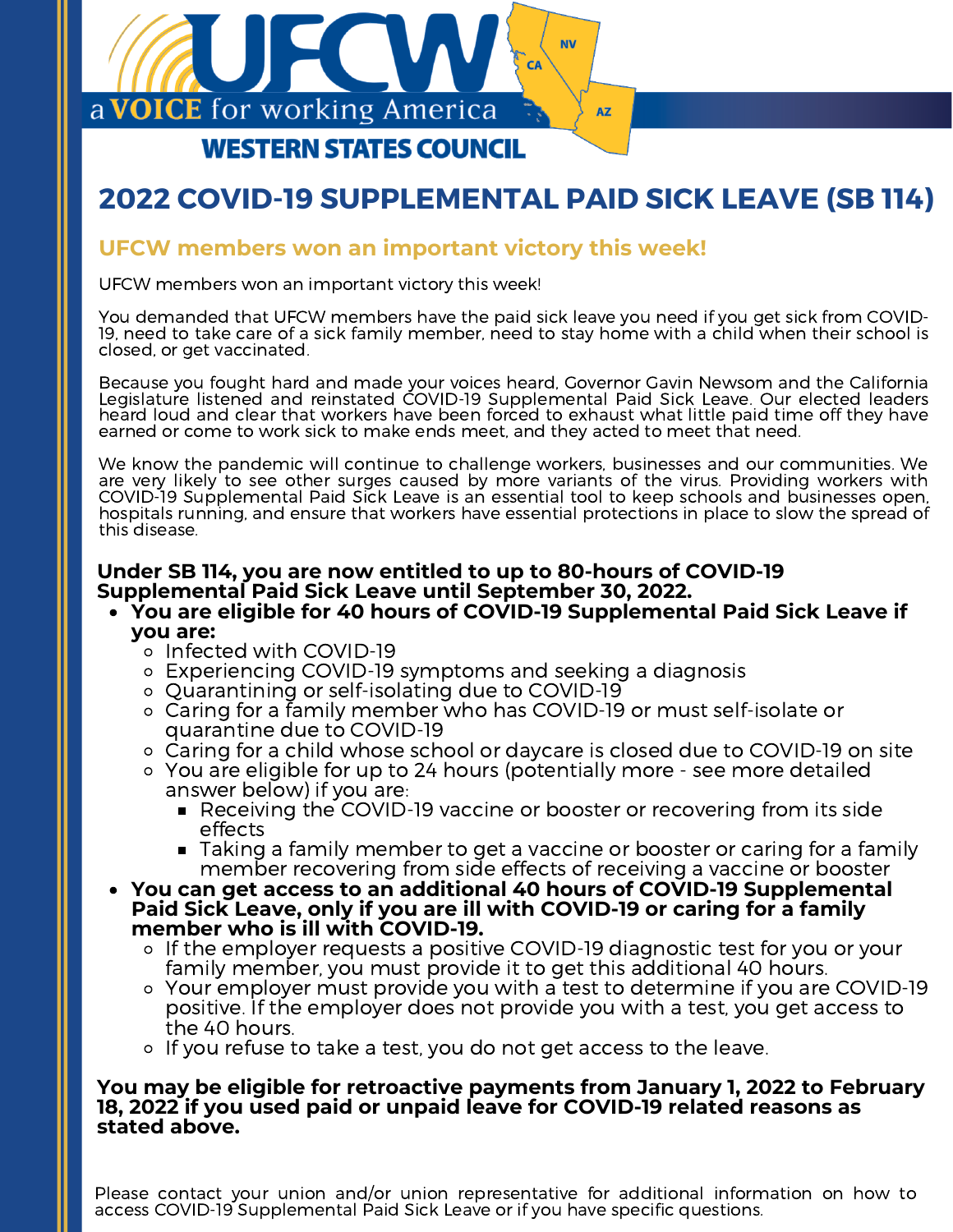UFCW

a VOICE for working America

WESTERN STATES COUNCIL

# 2022 COVID-19 SUPPLEMENTAL PAID SICK LEAVE (SB 114)

## UFCW members won an important victory this week!

UFCW members won an important victory this week!

You demanded that UFCW members have the paid sick leave you need if you get sick from COVID-19, need to take care of a sick family member, need to stay home with a child when their school is closed, or get vaccinated.

Because you fought hard and made your voices heard, Governor Gavin Newsom and the California Legislature listened and reinstated COVID-19 Supplemental Paid Sick Leave. Our elected leaders heard loud and clear that workers have been forced to exhaust what little paid time off they have earned or come to work sick to make ends meet, and they acted to meet that need.

We know the pandemic will continue to challenge workers, businesses and our communities. We are very likely to see other surges caused by more variants of the virus. Providing workers with COVID-19 Supplemental Paid Sick Leave is an essential tool to keep schools and businesses open, hospitals running, and ensure that workers have essential protections in place to slow the spread of this disease.

**Under SB 114, you are now entitled to up to 80-hours of COVID-19 Supplemental Paid Sick Leave until September 30, 2022.**

- **You are eligible for 40 hours of COVID-19 Supplemental Paid Sick Leave if you are:**
  - Infected with COVID-19
  - Experiencing COVID-19 symptoms and seeking a diagnosis
  - Quarantining or self-isolating due to COVID-19
  - Caring for a family member who has COVID-19 or must self-isolate or quarantine due to COVID-19
  - Caring for a child whose school or daycare is closed due to COVID-19 on site
  - You are eligible for up to 24 hours (potentially more - see more detailed answer below) if you are:
    - Receiving the COVID-19 vaccine or booster or recovering from its side effects
    - Taking a family member to get a vaccine or booster or caring for a family member recovering from side effects of receiving a vaccine or booster
- **You can get access to an additional 40 hours of COVID-19 Supplemental Paid Sick Leave, only if you are ill with COVID-19 or caring for a family member who is ill with COVID-19.**
  - If the employer requests a positive COVID-19 diagnostic test for you or your family member, you must provide it to get this additional 40 hours.
  - Your employer must provide you with a test to determine if you are COVID-19 positive. If the employer does not provide you with a test, you get access to the 40 hours.
  - If you refuse to take a test, you do not get access to the leave.

**You may be eligible for retroactive payments from January 1, 2022 to February 18, 2022 if you used paid or unpaid leave for COVID-19 related reasons as stated above.**

Please contact your union and/or union representative for additional information on how to access COVID-19 Supplemental Paid Sick Leave or if you have specific questions.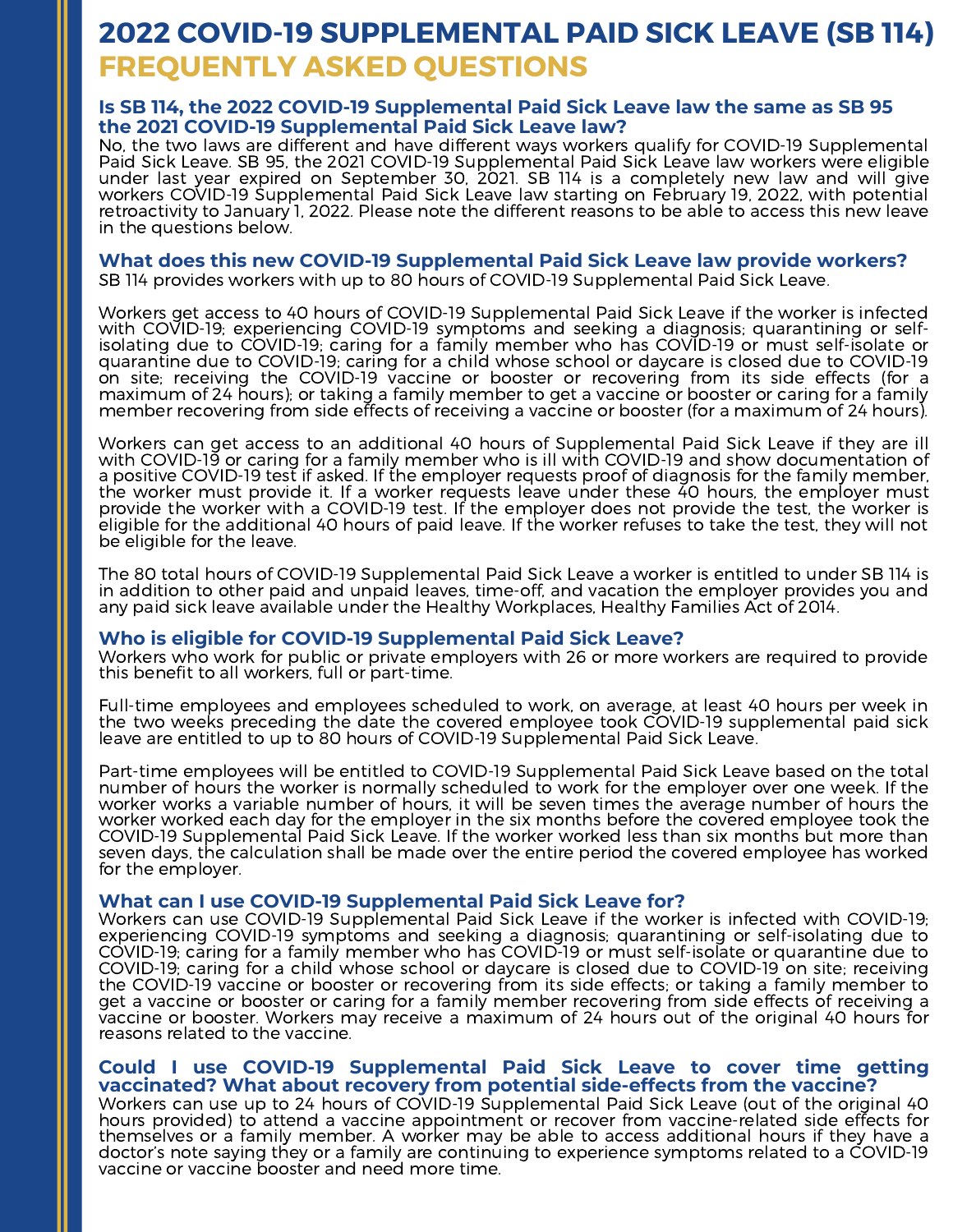# 2022 COVID-19 SUPPLEMENTAL PAID SICK LEAVE (SB 114)
# FREQUENTLY ASKED QUESTIONS

### Is SB 114, the 2022 COVID-19 Supplemental Paid Sick Leave law the same as SB 95 the 2021 COVID-19 Supplemental Paid Sick Leave law?

No, the two laws are different and have different ways workers qualify for COVID-19 Supplemental Paid Sick Leave. SB 95, the 2021 COVID-19 Supplemental Paid Sick Leave law workers were eligible under last year expired on September 30, 2021. SB 114 is a completely new law and will give workers COVID-19 Supplemental Paid Sick Leave law starting on February 19, 2022, with potential retroactivity to January 1, 2022. Please note the different reasons to be able to access this new leave in the questions below.

### What does this new COVID-19 Supplemental Paid Sick Leave law provide workers?

SB 114 provides workers with up to 80 hours of COVID-19 Supplemental Paid Sick Leave.

Workers get access to 40 hours of COVID-19 Supplemental Paid Sick Leave if the worker is infected with COVID-19; experiencing COVID-19 symptoms and seeking a diagnosis; quarantining or self-isolating due to COVID-19; caring for a family member who has COVID-19 or must self-isolate or quarantine due to COVID-19; caring for a child whose school or daycare is closed due to COVID-19 on site; receiving the COVID-19 vaccine or booster or recovering from its side effects (for a maximum of 24 hours); or taking a family member to get a vaccine or booster or caring for a family member recovering from side effects of receiving a vaccine or booster (for a maximum of 24 hours).

Workers can get access to an additional 40 hours of Supplemental Paid Sick Leave if they are ill with COVID-19 or caring for a family member who is ill with COVID-19 and show documentation of a positive COVID-19 test if asked. If the employer requests proof of diagnosis for the family member, the worker must provide it. If a worker requests leave under these 40 hours, the employer must provide the worker with a COVID-19 test. If the employer does not provide the test, the worker is eligible for the additional 40 hours of paid leave. If the worker refuses to take the test, they will not be eligible for the leave.

The 80 total hours of COVID-19 Supplemental Paid Sick Leave a worker is entitled to under SB 114 is in addition to other paid and unpaid leaves, time-off, and vacation the employer provides you and any paid sick leave available under the Healthy Workplaces, Healthy Families Act of 2014.

### Who is eligible for COVID-19 Supplemental Paid Sick Leave?

Workers who work for public or private employers with 26 or more workers are required to provide this benefit to all workers, full or part-time.

Full-time employees and employees scheduled to work, on average, at least 40 hours per week in the two weeks preceding the date the covered employee took COVID-19 supplemental paid sick leave are entitled to up to 80 hours of COVID-19 Supplemental Paid Sick Leave.

Part-time employees will be entitled to COVID-19 Supplemental Paid Sick Leave based on the total number of hours the worker is normally scheduled to work for the employer over one week. If the worker works a variable number of hours, it will be seven times the average number of hours the worker worked each day for the employer in the six months before the covered employee took the COVID-19 Supplemental Paid Sick Leave. If the worker worked less than six months but more than seven days, the calculation shall be made over the entire period the covered employee has worked for the employer.

### What can I use COVID-19 Supplemental Paid Sick Leave for?

Workers can use COVID-19 Supplemental Paid Sick Leave if the worker is infected with COVID-19; experiencing COVID-19 symptoms and seeking a diagnosis; quarantining or self-isolating due to COVID-19; caring for a family member who has COVID-19 or must self-isolate or quarantine due to COVID-19; caring for a child whose school or daycare is closed due to COVID-19 on site; receiving the COVID-19 vaccine or booster or recovering from its side effects; or taking a family member to get a vaccine or booster or caring for a family member recovering from side effects of receiving a vaccine or booster. Workers may receive a maximum of 24 hours out of the original 40 hours for reasons related to the vaccine.

### Could I use COVID-19 Supplemental Paid Sick Leave to cover time getting vaccinated? What about recovery from potential side-effects from the vaccine?

Workers can use up to 24 hours of COVID-19 Supplemental Paid Sick Leave (out of the original 40 hours provided) to attend a vaccine appointment or recover from vaccine-related side effects for themselves or a family member. A worker may be able to access additional hours if they have a doctor's note saying they or a family are continuing to experience symptoms related to a COVID-19 vaccine or vaccine booster and need more time.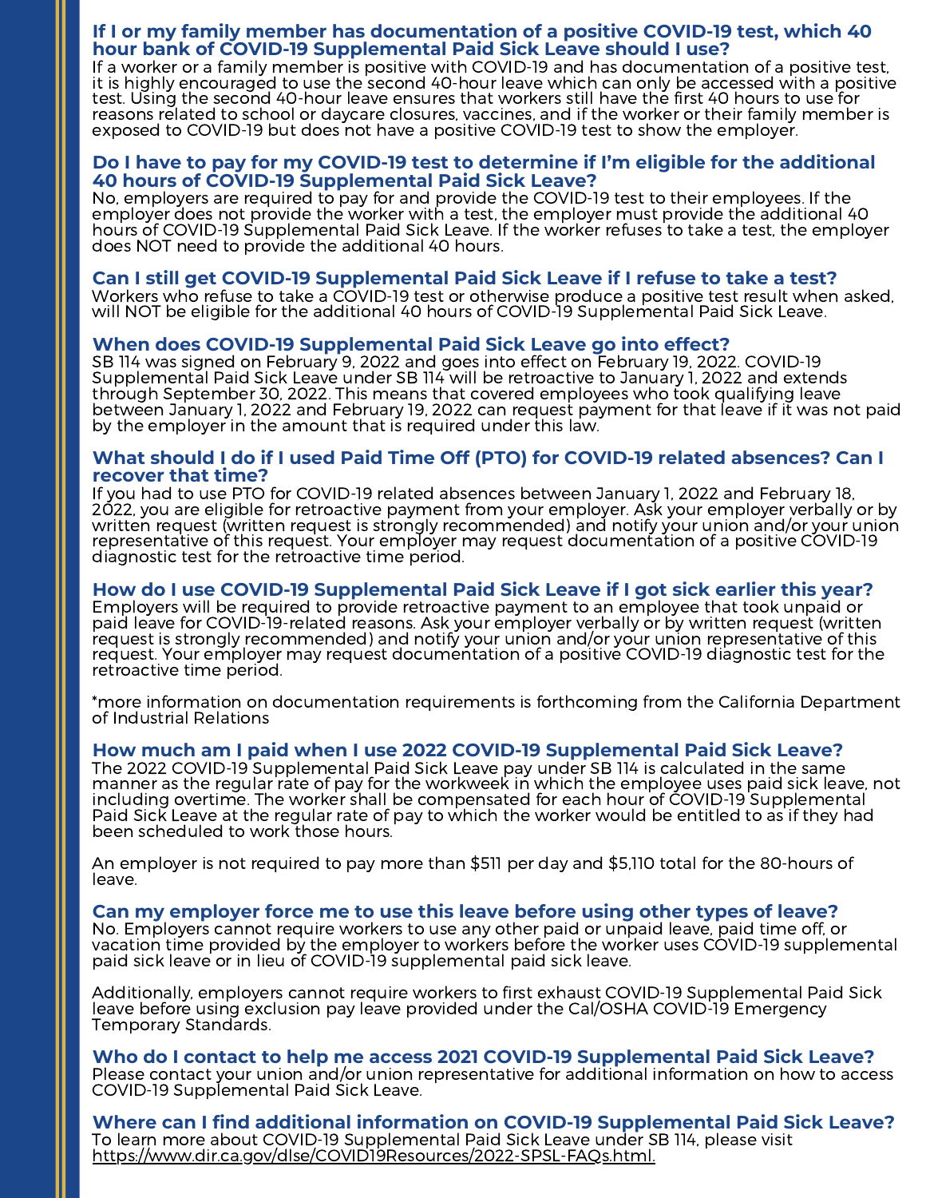### If I or my family member has documentation of a positive COVID-19 test, which 40 hour bank of COVID-19 Supplemental Paid Sick Leave should I use?

If a worker or a family member is positive with COVID-19 and has documentation of a positive test, it is highly encouraged to use the second 40-hour leave which can only be accessed with a positive test. Using the second 40-hour leave ensures that workers still have the first 40 hours to use for reasons related to school or daycare closures, vaccines, and if the worker or their family member is exposed to COVID-19 but does not have a positive COVID-19 test to show the employer.

### Do I have to pay for my COVID-19 test to determine if I'm eligible for the additional 40 hours of COVID-19 Supplemental Paid Sick Leave?

No, employers are required to pay for and provide the COVID-19 test to their employees. If the employer does not provide the worker with a test, the employer must provide the additional 40 hours of COVID-19 Supplemental Paid Sick Leave. If the worker refuses to take a test, the employer does NOT need to provide the additional 40 hours.

### Can I still get COVID-19 Supplemental Paid Sick Leave if I refuse to take a test?

Workers who refuse to take a COVID-19 test or otherwise produce a positive test result when asked, will NOT be eligible for the additional 40 hours of COVID-19 Supplemental Paid Sick Leave.

### When does COVID-19 Supplemental Paid Sick Leave go into effect?

SB 114 was signed on February 9, 2022 and goes into effect on February 19, 2022. COVID-19 Supplemental Paid Sick Leave under SB 114 will be retroactive to January 1, 2022 and extends through September 30, 2022. This means that covered employees who took qualifying leave between January 1, 2022 and February 19, 2022 can request payment for that leave if it was not paid by the employer in the amount that is required under this law.

### What should I do if I used Paid Time Off (PTO) for COVID-19 related absences? Can I recover that time?

If you had to use PTO for COVID-19 related absences between January 1, 2022 and February 18, 2022, you are eligible for retroactive payment from your employer. Ask your employer verbally or by written request (written request is strongly recommended) and notify your union and/or your union representative of this request. Your employer may request documentation of a positive COVID-19 diagnostic test for the retroactive time period.

### How do I use COVID-19 Supplemental Paid Sick Leave if I got sick earlier this year?

Employers will be required to provide retroactive payment to an employee that took unpaid or paid leave for COVID-19-related reasons. Ask your employer verbally or by written request (written request is strongly recommended) and notify your union and/or your union representative of this request. Your employer may request documentation of a positive COVID-19 diagnostic test for the retroactive time period.

*more information on documentation requirements is forthcoming from the California Department of Industrial Relations

### How much am I paid when I use 2022 COVID-19 Supplemental Paid Sick Leave?

The 2022 COVID-19 Supplemental Paid Sick Leave pay under SB 114 is calculated in the same manner as the regular rate of pay for the workweek in which the employee uses paid sick leave, not including overtime. The worker shall be compensated for each hour of COVID-19 Supplemental Paid Sick Leave at the regular rate of pay to which the worker would be entitled to as if they had been scheduled to work those hours.

An employer is not required to pay more than $511 per day and $5,110 total for the 80-hours of leave.

### Can my employer force me to use this leave before using other types of leave?

No. Employers cannot require workers to use any other paid or unpaid leave, paid time off, or vacation time provided by the employer to workers before the worker uses COVID-19 supplemental paid sick leave or in lieu of COVID-19 supplemental paid sick leave.

Additionally, employers cannot require workers to first exhaust COVID-19 Supplemental Paid Sick leave before using exclusion pay leave provided under the Cal/OSHA COVID-19 Emergency Temporary Standards.

### Who do I contact to help me access 2021 COVID-19 Supplemental Paid Sick Leave?

Please contact your union and/or union representative for additional information on how to access COVID-19 Supplemental Paid Sick Leave.

### Where can I find additional information on COVID-19 Supplemental Paid Sick Leave?

To learn more about COVID-19 Supplemental Paid Sick Leave under SB 114, please visit https://www.dir.ca.gov/dlse/COVID19Resources/2022-SPSL-FAQs.html.